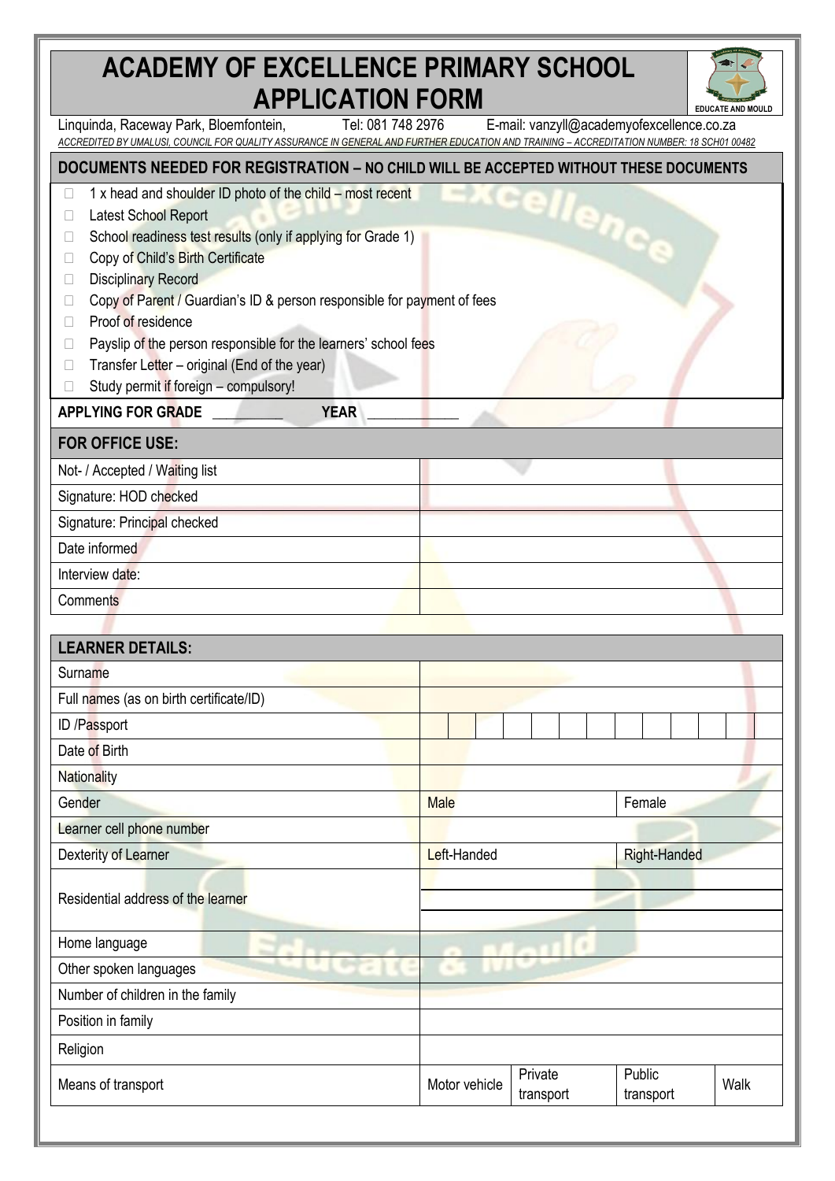# ACADEMY OF EXCELLENCE PRIMARY SCHOOL APPLICATION FORM

EDUCATE AND MOULD

Linquinda, Raceway Park, Bloemfontein, Tel: 081 748 2976 E-mail: vanzyll@academyofexcellence.co.za

*ACCREDITED BY UMALUSI, COUNCIL FOR QUALITY ASSURANCE IN GENERAL AND FURTHER EDUCATION AND TRAINING – ACCREDITATION NUMBER: 18 SCH01 00482*

## DOCUMENTS NEEDED FOR REGISTRATION – NO CHILD WILL BE ACCEPTED WITHOUT THESE DOCUMENTS

- ☐ 1 x head and shoulder ID photo of the child – most recent
- ☐ Latest School Report
- ☐ School readiness test results (only if applying for Grade 1)
- ☐ Copy of Child's Birth Certificate
- ☐ Disciplinary Record
- ☐ Copy of Parent / Guardian's ID & person responsible for payment of fees
- ☐ Proof of residence
- ☐ Payslip of the person responsible for the learners' school fees
- ☐ Transfer Letter – original (End of the year)
- ☐ Study permit if foreign – compulsory!

**APPLYING FOR GRADE** __________ **YEAR** _____________

| FOR OFFICE USE: | |
|---|---|
| Not- / Accepted / Waiting list | |
| Signature: HOD checked | |
| Signature: Principal checked | |
| Date informed | |
| Interview date: | |
| Comments | |

| LEARNER DETAILS: | | | | |
|---|---|---|---|---|
| Surname | | | | |
| Full names (as on birth certificate/ID) | | | | |
| ID /Passport | | | | |
| Date of Birth | | | | |
| Nationality | | | | |
| Gender | Male | | Female | |
| Learner cell phone number | | | | |
| Dexterity of Learner | Left-Handed | | Right-Handed | |
| Residential address of the learner | | | | |
| Home language | | | | |
| Other spoken languages | | | | |
| Number of children in the family | | | | |
| Position in family | | | | |
| Religion | | | | |
| Means of transport | Motor vehicle | Private transport | Public transport | Walk |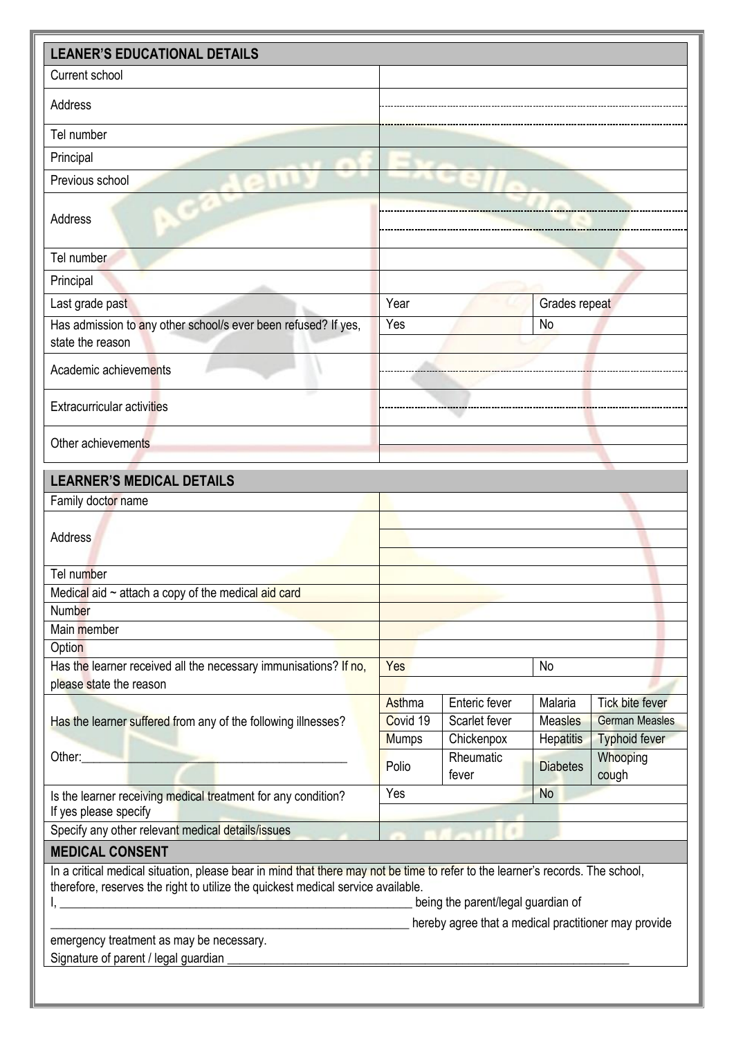| LEANER'S EDUCATIONAL DETAILS | | | |
|---|---|---|---|
| Current school | | | |
| Address | | | |
| Tel number | | | |
| Principal | | | |
| Previous school | | | |
| Address | | | |
| Tel number | | | |
| Principal | | | |
| Last grade past | Year | | Grades repeat |
| Has admission to any other school/s ever been refused? If yes, state the reason | Yes | | No |
| Academic achievements | | | |
| Extracurricular activities | | | |
| Other achievements | | | |

| LEARNER'S MEDICAL DETAILS | | | | |
|---|---|---|---|---|
| Family doctor name | | | | |
| Address | | | | |
| Tel number | | | | |
| Medical aid ~ attach a copy of the medical aid card | | | | |
| Number | | | | |
| Main member | | | | |
| Option | | | | |
| Has the learner received all the necessary immunisations? If no, please state the reason | Yes | | No | |
| Has the learner suffered from any of the following illnesses? | Asthma | Enteric fever | Malaria | Tick bite fever |
| | Covid 19 | Scarlet fever | Measles | German Measles |
| | Mumps | Chickenpox | Hepatitis | Typhoid fever |
| Other:_______________________________________ | Polio | Rheumatic fever | Diabetes | Whooping cough |
| Is the learner receiving medical treatment for any condition? If yes please specify | Yes | | No | |
| Specify any other relevant medical details/issues | | | | |

## MEDICAL CONSENT

In a critical medical situation, please bear in mind that there may not be time to refer to the learner's records. The school, therefore, reserves the right to utilize the quickest medical service available.

I, ____________________________________________________________ being the parent/legal guardian of

_____________________________________________________________ hereby agree that a medical practitioner may provide emergency treatment as may be necessary.

Signature of parent / legal guardian ____________________________________________________________________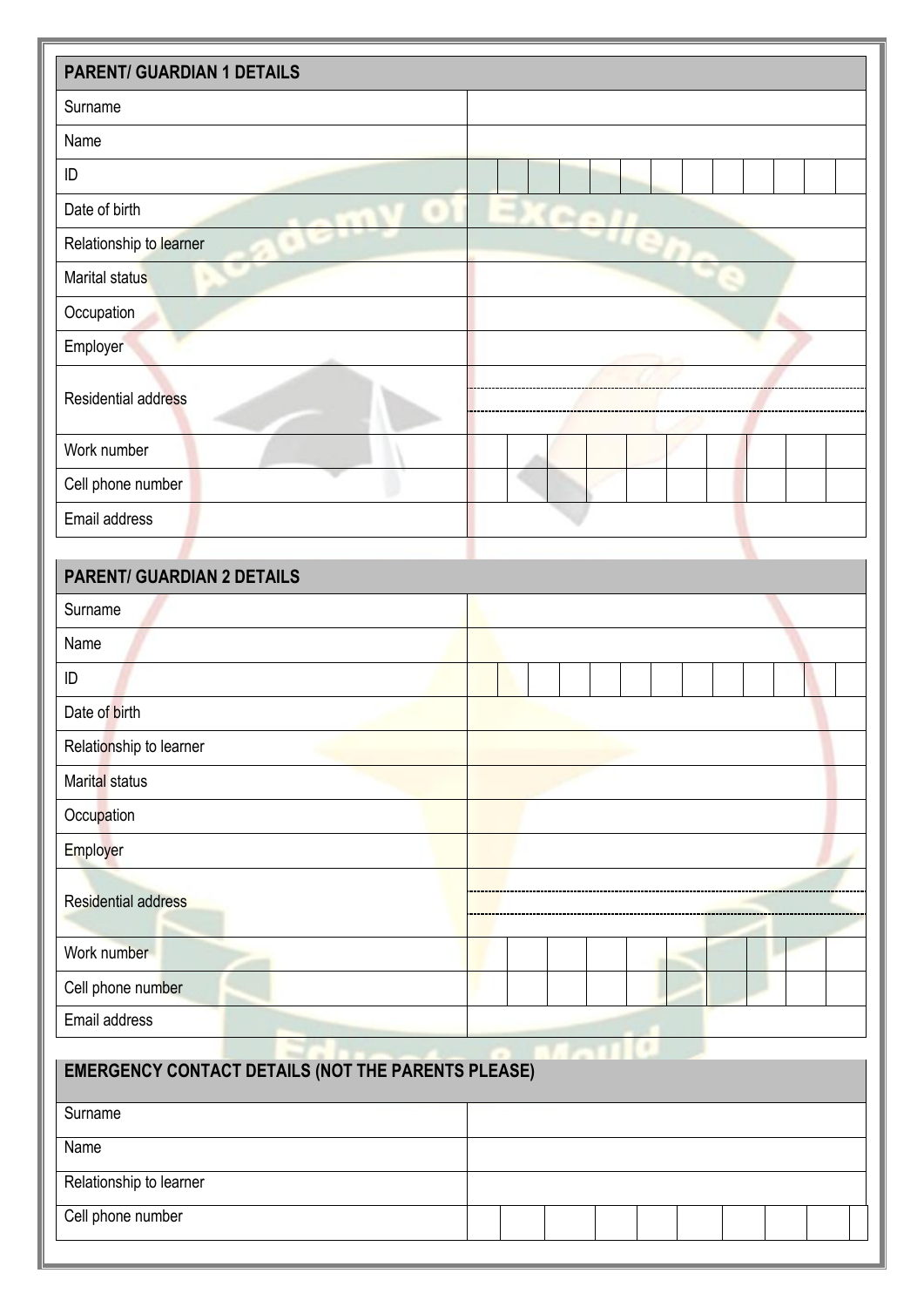| PARENT/ GUARDIAN 1 DETAILS | |
|---|---|
| Surname | |
| Name | |
| ID | |
| Date of birth | |
| Relationship to learner | |
| Marital status | |
| Occupation | |
| Employer | |
| Residential address | |
| Work number | |
| Cell phone number | |
| Email address | |

| PARENT/ GUARDIAN 2 DETAILS | |
|---|---|
| Surname | |
| Name | |
| ID | |
| Date of birth | |
| Relationship to learner | |
| Marital status | |
| Occupation | |
| Employer | |
| Residential address | |
| Work number | |
| Cell phone number | |
| Email address | |

| EMERGENCY CONTACT DETAILS (NOT THE PARENTS PLEASE) | |
|---|---|
| Surname | |
| Name | |
| Relationship to learner | |
| Cell phone number | |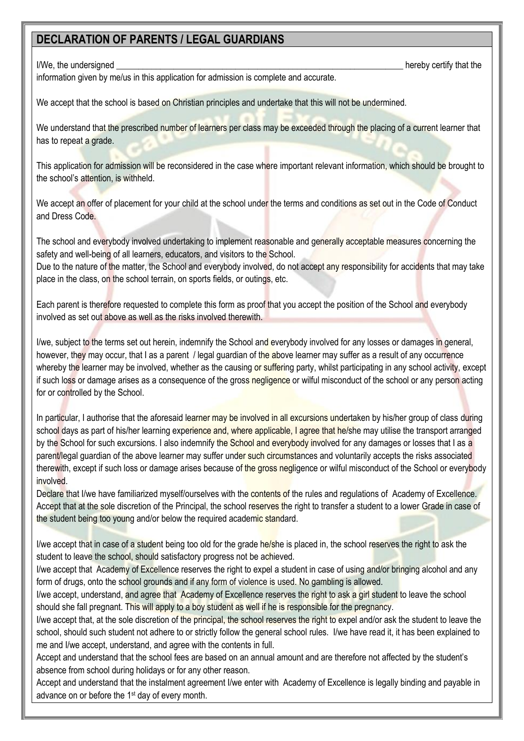## DECLARATION OF PARENTS / LEGAL GUARDIANS

I/We, the undersigned ______________________________________________________________________ hereby certify that the information given by me/us in this application for admission is complete and accurate.

We accept that the school is based on Christian principles and undertake that this will not be undermined.

We understand that the prescribed number of learners per class may be exceeded through the placing of a current learner that has to repeat a grade.

This application for admission will be reconsidered in the case where important relevant information, which should be brought to the school's attention, is withheld.

We accept an offer of placement for your child at the school under the terms and conditions as set out in the Code of Conduct and Dress Code.

The school and everybody involved undertaking to implement reasonable and generally acceptable measures concerning the safety and well-being of all learners, educators, and visitors to the School.
Due to the nature of the matter, the School and everybody involved, do not accept any responsibility for accidents that may take place in the class, on the school terrain, on sports fields, or outings, etc.

Each parent is therefore requested to complete this form as proof that you accept the position of the School and everybody involved as set out above as well as the risks involved therewith.

I/we, subject to the terms set out herein, indemnify the School and everybody involved for any losses or damages in general, however, they may occur, that I as a parent / legal guardian of the above learner may suffer as a result of any occurrence whereby the learner may be involved, whether as the causing or suffering party, whilst participating in any school activity, except if such loss or damage arises as a consequence of the gross negligence or wilful misconduct of the school or any person acting for or controlled by the School.

In particular, I authorise that the aforesaid learner may be involved in all excursions undertaken by his/her group of class during school days as part of his/her learning experience and, where applicable, I agree that he/she may utilise the transport arranged by the School for such excursions. I also indemnify the School and everybody involved for any damages or losses that I as a parent/legal guardian of the above learner may suffer under such circumstances and voluntarily accepts the risks associated therewith, except if such loss or damage arises because of the gross negligence or wilful misconduct of the School or everybody involved.
Declare that I/we have familiarized myself/ourselves with the contents of the rules and regulations of Academy of Excellence.
Accept that at the sole discretion of the Principal, the school reserves the right to transfer a student to a lower Grade in case of the student being too young and/or below the required academic standard.

I/we accept that in case of a student being too old for the grade he/she is placed in, the school reserves the right to ask the student to leave the school, should satisfactory progress not be achieved.
I/we accept that Academy of Excellence reserves the right to expel a student in case of using and/or bringing alcohol and any form of drugs, onto the school grounds and if any form of violence is used. No gambling is allowed.
I/we accept, understand, and agree that Academy of Excellence reserves the right to ask a girl student to leave the school should she fall pregnant. This will apply to a boy student as well if he is responsible for the pregnancy.
I/we accept that, at the sole discretion of the principal, the school reserves the right to expel and/or ask the student to leave the school, should such student not adhere to or strictly follow the general school rules. I/we have read it, it has been explained to me and I/we accept, understand, and agree with the contents in full.
Accept and understand that the school fees are based on an annual amount and are therefore not affected by the student's absence from school during holidays or for any other reason.
Accept and understand that the instalment agreement I/we enter with Academy of Excellence is legally binding and payable in advance on or before the 1st day of every month.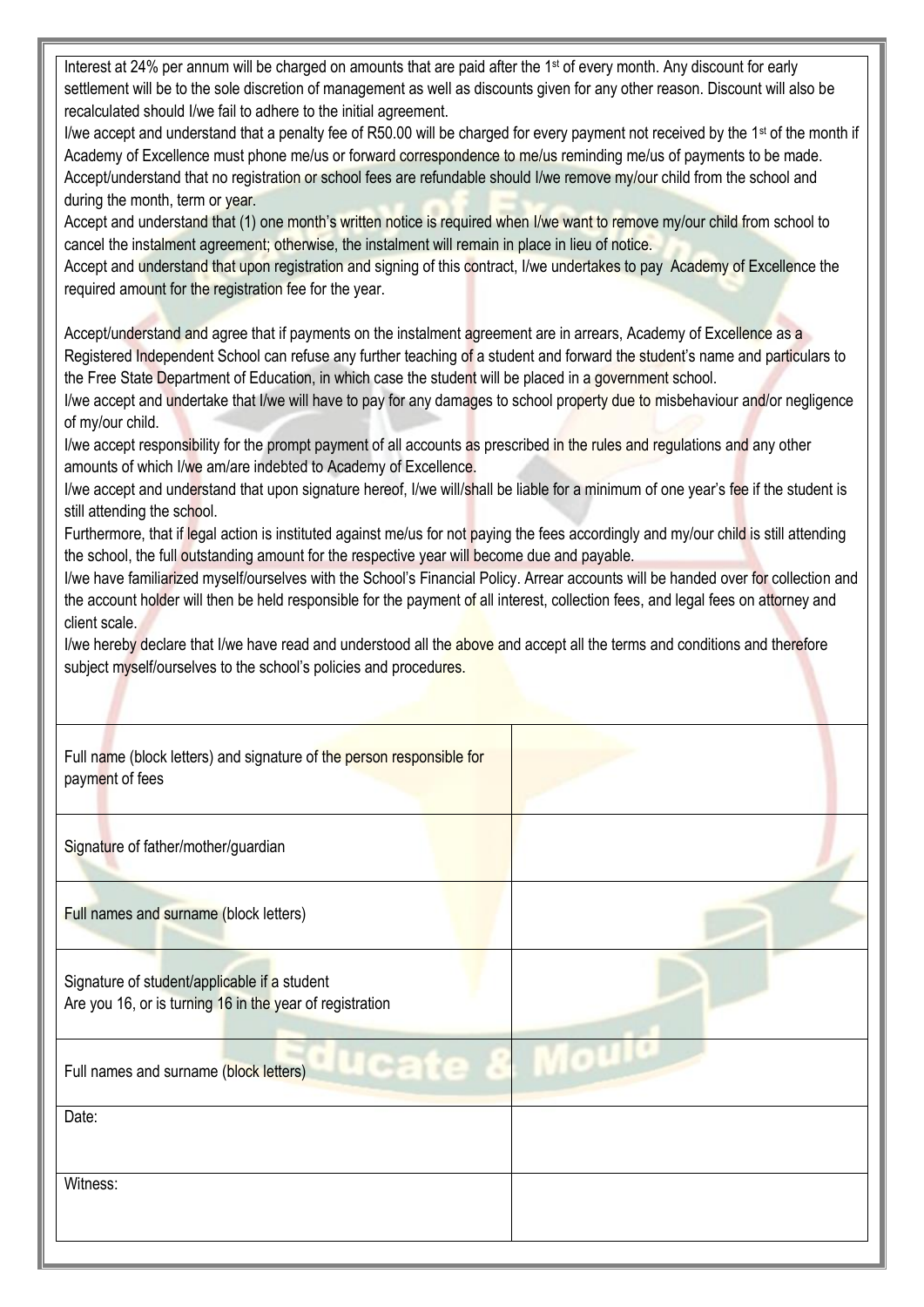Interest at 24% per annum will be charged on amounts that are paid after the 1st of every month. Any discount for early settlement will be to the sole discretion of management as well as discounts given for any other reason. Discount will also be recalculated should I/we fail to adhere to the initial agreement.

I/we accept and understand that a penalty fee of R50.00 will be charged for every payment not received by the 1st of the month if Academy of Excellence must phone me/us or forward correspondence to me/us reminding me/us of payments to be made.

Accept/understand that no registration or school fees are refundable should I/we remove my/our child from the school and during the month, term or year.

Accept and understand that (1) one month's written notice is required when I/we want to remove my/our child from school to cancel the instalment agreement; otherwise, the instalment will remain in place in lieu of notice.

Accept and understand that upon registration and signing of this contract, I/we undertakes to pay Academy of Excellence the required amount for the registration fee for the year.

Accept/understand and agree that if payments on the instalment agreement are in arrears, Academy of Excellence as a Registered Independent School can refuse any further teaching of a student and forward the student's name and particulars to the Free State Department of Education, in which case the student will be placed in a government school.

I/we accept and undertake that I/we will have to pay for any damages to school property due to misbehaviour and/or negligence of my/our child.

I/we accept responsibility for the prompt payment of all accounts as prescribed in the rules and regulations and any other amounts of which I/we am/are indebted to Academy of Excellence.

I/we accept and understand that upon signature hereof, I/we will/shall be liable for a minimum of one year's fee if the student is still attending the school.

Furthermore, that if legal action is instituted against me/us for not paying the fees accordingly and my/our child is still attending the school, the full outstanding amount for the respective year will become due and payable.

I/we have familiarized myself/ourselves with the School's Financial Policy. Arrear accounts will be handed over for collection and the account holder will then be held responsible for the payment of all interest, collection fees, and legal fees on attorney and client scale.

I/we hereby declare that I/we have read and understood all the above and accept all the terms and conditions and therefore subject myself/ourselves to the school's policies and procedures.

| | |
|---|---|
| Full name (block letters) and signature of the person responsible for payment of fees | |
| Signature of father/mother/guardian | |
| Full names and surname (block letters) | |
| Signature of student/applicable if a student<br>Are you 16, or is turning 16 in the year of registration | |
| Full names and surname (block letters) | |
| Date: | |
| Witness: | |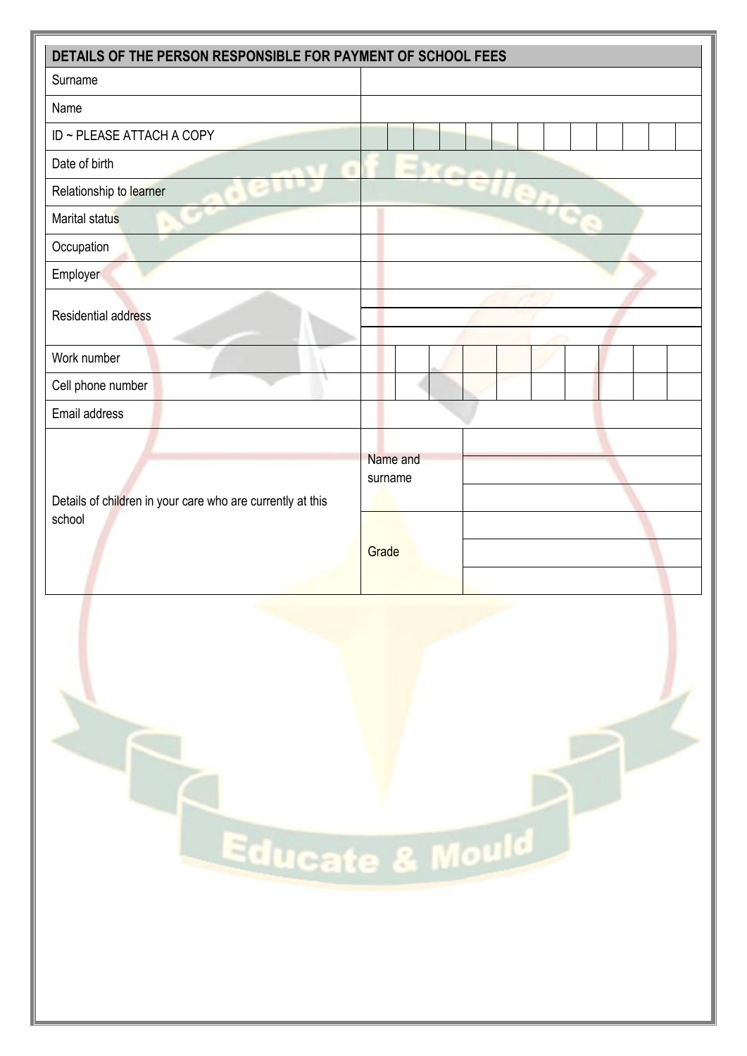| DETAILS OF THE PERSON RESPONSIBLE FOR PAYMENT OF SCHOOL FEES | | |
|---|---|---|
| Surname | | |
| Name | | |
| ID ~ PLEASE ATTACH A COPY | | |
| Date of birth | | |
| Relationship to learner | | |
| Marital status | | |
| Occupation | | |
| Employer | | |
| Residential address | | |
| Work number | | |
| Cell phone number | | |
| Email address | | |
| Details of children in your care who are currently at this school | Name and surname | |
| | | |
| | | |
| | Grade | |
| | | |
| | | |